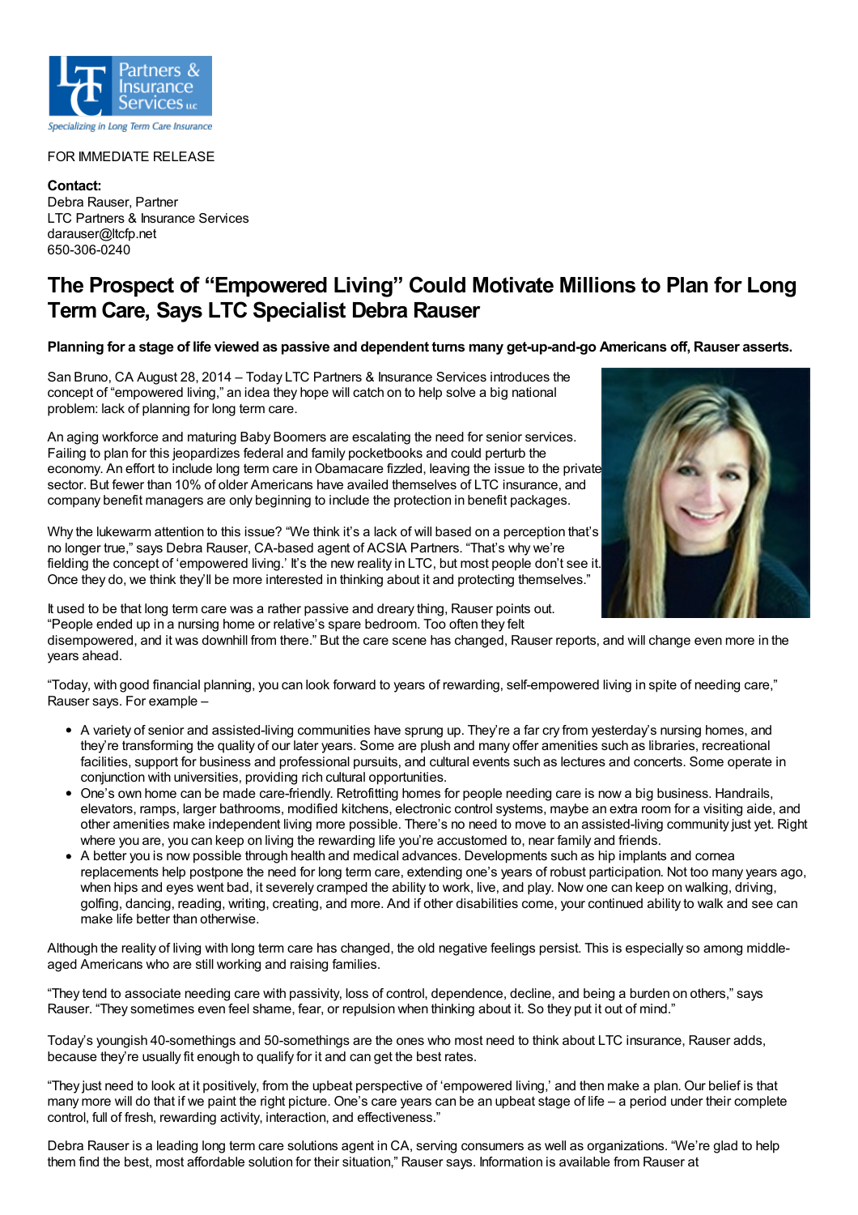FOR IMMEDIATE RELEASE

**Contact:**
Debra Rauser, Partner
LTC Partners & Insurance Services
darauser@ltcfp.net
650-306-0240

# The Prospect of "Empowered Living" Could Motivate Millions to Plan for Long Term Care, Says LTC Specialist Debra Rauser

**Planning for a stage of life viewed as passive and dependent turns many get-up-and-go Americans off, Rauser asserts.**

San Bruno, CA August 28, 2014 – Today LTC Partners & Insurance Services introduces the concept of "empowered living," an idea they hope will catch on to help solve a big national problem: lack of planning for long term care.

An aging workforce and maturing Baby Boomers are escalating the need for senior services. Failing to plan for this jeopardizes federal and family pocketbooks and could perturb the economy. An effort to include long term care in Obamacare fizzled, leaving the issue to the private sector. But fewer than 10% of older Americans have availed themselves of LTC insurance, and company benefit managers are only beginning to include the protection in benefit packages.

Why the lukewarm attention to this issue? "We think it's a lack of will based on a perception that's no longer true," says Debra Rauser, CA-based agent of ACSIA Partners. "That's why we're fielding the concept of 'empowered living.' It's the new reality in LTC, but most people don't see it. Once they do, we think they'll be more interested in thinking about it and protecting themselves."

It used to be that long term care was a rather passive and dreary thing, Rauser points out. "People ended up in a nursing home or relative's spare bedroom. Too often they felt disempowered, and it was downhill from there." But the care scene has changed, Rauser reports, and will change even more in the years ahead.

"Today, with good financial planning, you can look forward to years of rewarding, self-empowered living in spite of needing care," Rauser says. For example –

- A variety of senior and assisted-living communities have sprung up. They're a far cry from yesterday's nursing homes, and they're transforming the quality of our later years. Some are plush and many offer amenities such as libraries, recreational facilities, support for business and professional pursuits, and cultural events such as lectures and concerts. Some operate in conjunction with universities, providing rich cultural opportunities.
- One's own home can be made care-friendly. Retrofitting homes for people needing care is now a big business. Handrails, elevators, ramps, larger bathrooms, modified kitchens, electronic control systems, maybe an extra room for a visiting aide, and other amenities make independent living more possible. There's no need to move to an assisted-living community just yet. Right where you are, you can keep on living the rewarding life you're accustomed to, near family and friends.
- A better you is now possible through health and medical advances. Developments such as hip implants and cornea replacements help postpone the need for long term care, extending one's years of robust participation. Not too many years ago, when hips and eyes went bad, it severely cramped the ability to work, live, and play. Now one can keep on walking, driving, golfing, dancing, reading, writing, creating, and more. And if other disabilities come, your continued ability to walk and see can make life better than otherwise.

Although the reality of living with long term care has changed, the old negative feelings persist. This is especially so among middle-aged Americans who are still working and raising families.

"They tend to associate needing care with passivity, loss of control, dependence, decline, and being a burden on others," says Rauser. "They sometimes even feel shame, fear, or repulsion when thinking about it. So they put it out of mind."

Today's youngish 40-somethings and 50-somethings are the ones who most need to think about LTC insurance, Rauser adds, because they're usually fit enough to qualify for it and can get the best rates.

"They just need to look at it positively, from the upbeat perspective of 'empowered living,' and then make a plan. Our belief is that many more will do that if we paint the right picture. One's care years can be an upbeat stage of life – a period under their complete control, full of fresh, rewarding activity, interaction, and effectiveness."

Debra Rauser is a leading long term care solutions agent in CA, serving consumers as well as organizations. "We're glad to help them find the best, most affordable solution for their situation," Rauser says. Information is available from Rauser at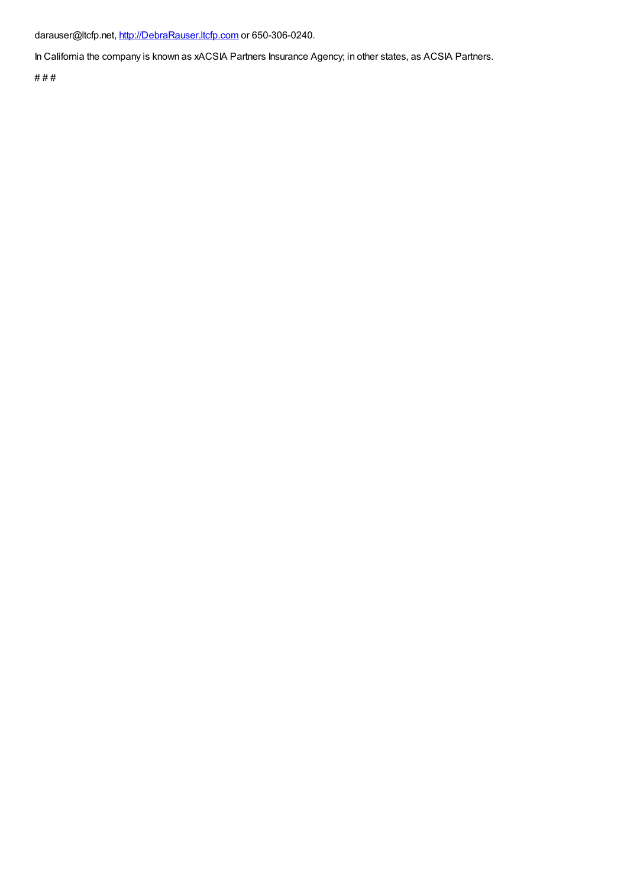darauser@ltcfp.net, [http://DebraRauser.ltcfp.com](http://DebraRauser.ltcfp.com) or 650-306-0240.

In California the company is known as xACSIA Partners Insurance Agency; in other states, as ACSIA Partners.

# # #